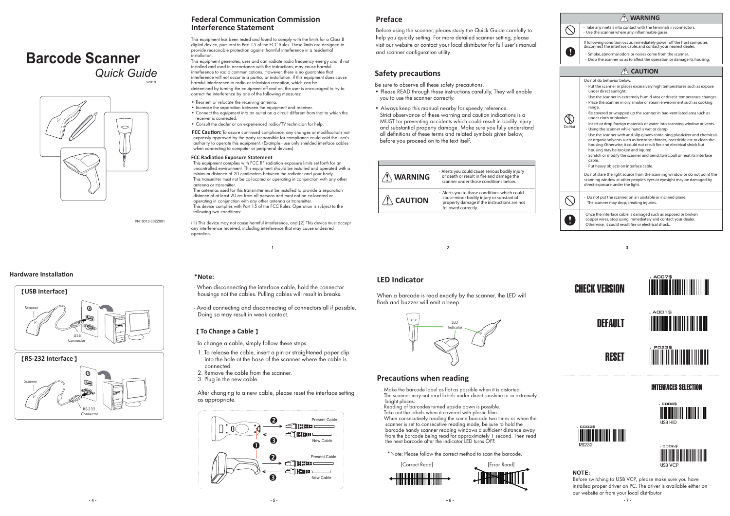# Barcode Scanner

*Quick Guide*

v2019

PN: 8013-00ZZ001

## Federal Communication Commission Interference Statement

This equipment has been tested and found to comply with the limits for a Class B digital device, pursuant to Part 15 of the FCC Rules. These limits are designed to provide reasonable protection against harmful interference in a residential installation.

This equipment generates, uses and can radiate radio frequency energy and, if not installed and used in accordance with the instructions, may cause harmful interference to radio communications. However, there is no guarantee that interference will not occur in a particular installation. If this equipment does cause harmful interference to radio or television reception, which can be determined by turning the equipment off and on, the user is encouraged to try to correct the interference by one of the following measures:

- Reorient or relocate the receiving antenna.
- Increase the separation between the equipment and receiver.
- Connect the equipment into an outlet on a circuit different from that to which the receiver is connected.
- Consult the dealer or an experienced radio/TV technician for help.

**FCC Caution:** To assure continued compliance, any changes or modifications not expressly approved by the party responsible for compliance could void the user's authority to operate this equipment. (Example - use only shielded interface cables when connecting to computer or peripheral devices).

**FCC Radiation Exposure Statement**

This equipment complies with FCC RF radiation exposure limits set forth for an uncontrolled environment. This equipment should be installed and operated with a minimum distance of 20 centimeters between the radiator and your body. This transmitter must not be co-located or operating in conjunction with any other antenna or transmitter.

The antennas used for this transmitter must be installed to provide a separation distance of at least 20 cm from all persons and must not be co-located or operating in conjunction with any other antenna or transmitter.

This device complies with Part 15 of the FCC Rules. Operation is subject to the following two conditions:

(1) This device may not cause harmful interference, and (2) This device must accept any interference received, including interference that may cause undesired operation.

## Preface

Before using the scanner, pleaes study the Quick Guide carefully to help you quickly setting. For more detailed scanner setting, please visit our website or contact your local distributor for full user's manual and scanner configuration utility.

## Safety precautions

Be sure to observe all these safety precautions.

- Please READ through these instructions carefully, They will enable you to use the scanner correctly.
- Always keep this manual nearby for speedy reference. Strict observance of these warning and caution indications is a MUST for preventing accidents which could result in bodily injury and substantial property damage. Make sure you fully understand all definitions of these terms and related symbols given below, before you proceed on to the text itself.

| | |
|---|---|
| ⚠ WARNING | · Alerts you could cause serious bodily injury or death or result in fire and damage the scanner under those conditions below. |
| ⚠ CAUTION | · Alerts you to those conditions which could cause minor bodily injury or substantial property damage if the instructions are not followed correctly. |

### ⚠ WARNING

- Take any metals into contact with the terminals in connectors.
- Use the scanner where any inflammable gases.

If following condition occur, immediately power off the host computer, disconnect the interface cable, and contact your nearest dealer.

- Smoke, abnormal odors or noises come from the scanner.
- Drop the scanner so as to affect the operation or damage its housing.

### ⚠ CAUTION

Do not do behavior below. (Do Not)

- Put the scanner in places excessively high temperatures such as expose under direct sunlight.
- Use the scanner in extremely humid area or drastic temperature changes.
- Place the scanner in oily smoke or steam environment such as cooking range.
- Be covered or wrapped up the scanner in bad-ventilated area such as under cloth or blanket.
- Insert or drop foreign materials or water into scanning window or vents.
- Using the scanner while hand is wet or damp.
- Use the scanner with anti-slip gloves containing plasticizer and chemicals or organic solvents such as benzene, thinner, insecticide etc to clean the housing. Otherwise, it could not result fire and electrical shock but housing may be broken and injured.
- Scratch or modify the scanner and bend, twist, pull or heat its interface cable.
- Put heavy objects on interface cable.

Do not stare the light source from the scanning window or do not point the scanning window at other people's eyes or eyesight may be damaged by direct exposure under the light.

- Do not put the scanner on an unstable or inclined plane. The scanner may drop, creating injuries.

Once the interface cable is damaged such as exposed or broken copper wires, stop using immediately and contact your dealer. Otherwise, it could result fire or electrical shock.

## Hardware Installation

**【USB Interface】**

Scanner — USB Connector

**【RS-232 Interface】**

Scanner — RS-232 Connector

### *Note:

- When disconnecting the interface cable, hold the connector housings not the cables. Pulling cables will result in breaks.
- Avoid connecting and disconnecting of connectors all if possible. Doing so may result in weak contact.

### 【To Change a Cable】

To change a cable, simply follow these steps:

1. To release the cable, insert a pin or straightened paper clip into the hole at the base of the scanner where the cable is connected.
2. Remove the cable from the scanner.
3. Plug in the new cable.

After changing to a new cable, please reset the interface setting as appropriate.

❷ Present Cable ❸ New Cable ❶

## LED Indicator

When a barcode is read exactly by the scanner, the LED will flash and buzzer will emit a beep.

LED Indicator

## Precautions when reading

- Make the barcode label as flat as possible when it is distorted.
- The scanner may not read labels under direct sunshine or in extremely bright places.
- Reading of barcodes turned upside down is possible.
- Take out the labels when it covered with plastic films.
- When consecutively reading the same barcode two times or when the scanner is set to consecutive reading mode, be sure to hold the barcode handy scanner reading windows a sufficient distance away from the barcode being read for approximately 1 second. Then read the next barcode after the indicator LED turns OFF.

*Note: Please follow the correct method to scan the barcode.

[Correct Read] [Error Read]

**CHECK VERSION** — .A007$

**DEFAULT** — .A001$

**RESET** — .P023$

### INTERFACES SELECTION

.C002$ RS232

.C008$ USB HID

.C006$ USB VCP

**NOTE:**

Before switching to USB VCP, please make sure you have installed proper driver on PC. The driver is available either on our website or from your local distributor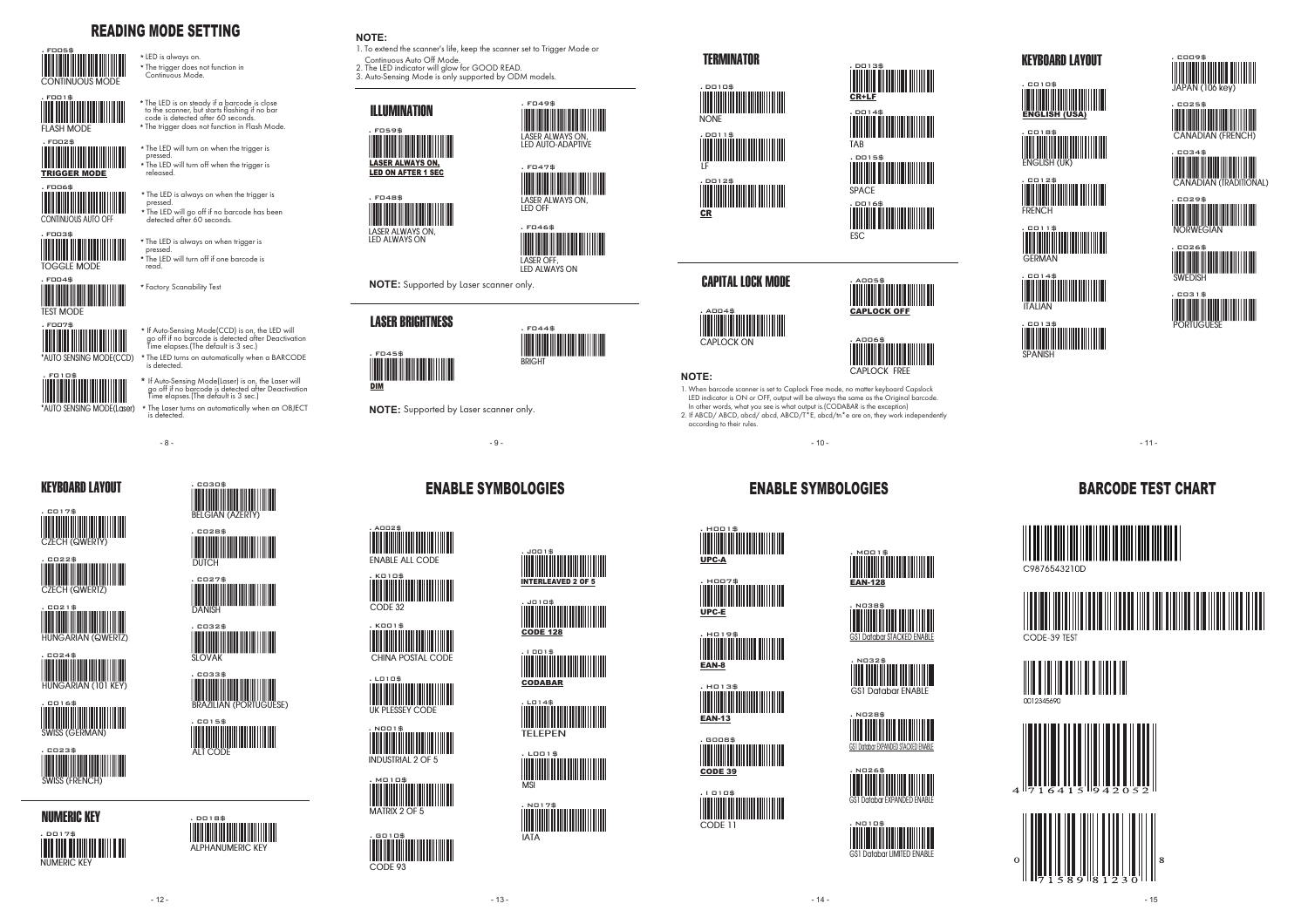# READING MODE SETTING

.F005$
CONTINUOUS MODE
* LED is always on.
* The trigger does not function in Continuous Mode.

.F001$
FLASH MODE
* The LED is on steady if a barcode is close to the scanner, but starts flashing if no bar code is detected after 60 seconds.
* The trigger does not function in Flash Mode.

.F002$
**TRIGGER MODE**
* The LED will turn on when the trigger is pressed.
* The LED will turn off when the trigger is released.

.F006$
CONTINUOUS AUTO OFF
* The LED is always on when the trigger is pressed.
* The LED will go off if no barcode has been detected after 60 seconds.

.F003$
TOGGLE MODE
* The LED is always on when trigger is pressed.
* The LED will turn off if one barcode is read.

.F004$
TEST MODE
* Factory Scanability Test

.F007$
*AUTO SENSING MODE(CCD)
* If Auto-Sensing Mode(CCD) is on, the LED will go off if no barcode is detected after Deactivation Time elapses.(The default is 3 sec.)
* The LED turns on automatically when a BARCODE is detected.

.F010$
*AUTO SENSING MODE(Laser)
* If Auto-Sensing Mode(Laser) is on, the Laser will go off if no barcode is detected after Deactivation Time elapses.(The default is 3 sec.)
* The Laser turns on automatically when an OBJECT is detected.

**NOTE:**
1. To extend the scanner's life, keep the scanner set to Trigger Mode or Continuous Auto Off Mode.
2. The LED indicator will glow for GOOD READ.
3. Auto-Sensing Mode is only supported by ODM models.

## ILLUMINATION

.F059$
**LASER ALWAYS ON, LED ON AFTER 1 SEC**

.F049$
LASER ALWAYS ON, LED AUTO-ADAPTIVE

.F048$
LASER ALWAYS ON, LED ALWAYS ON

.F047$
LASER ALWAYS ON, LED OFF

.F046$
LASER OFF, LED ALWAYS ON

**NOTE:** Supported by Laser scanner only.

## LASER BRIGHTNESS

.F045$
**DIM**

.F044$
BRIGHT

**NOTE:** Supported by Laser scanner only.

## TERMINATOR

.D010$
NONE

.D011$
LF

.D012$
**CR**

.D013$
**CR+LF**

.D014$
TAB

.D015$
SPACE

.D016$
ESC

## CAPITAL LOCK MODE

.A004$
CAPLOCK ON

.A005$
**CAPLOCK OFF**

.A006$
CAPLOCK FREE

**NOTE:**
1. When barcode scanner is set to Caplock Free mode, no matter keyboard Capslock LED indicator is ON or OFF, output will be always the same as the Original barcode. In other words, what you see is what output is.(CODABAR is the exception)
2. If ABCD/ ABCD, abcd/ abcd, ABCD/T*E, abcd/tn*e are on, they work independently according to their rules.

## KEYBOARD LAYOUT

.C010$
**ENGLISH (USA)**

.C018$
ENGLISH (UK)

.C012$
FRENCH

.C011$
GERMAN

.C014$
ITALIAN

.C013$
SPANISH

.C009$
JAPAN (106 key)

.C025$
CANADIAN (FRENCH)

.C034$
CANADIAN (TRADITIONAL)

.C029$
NORWEGIAN

.C026$
SWEDISH

.C031$
PORTUGUESE

## KEYBOARD LAYOUT

.C017$
CZECH (QWERTY)

.C022$
CZECH (QWERTZ)

.C021$
HUNGARIAN (QWERTZ)

.C024$
HUNGARIAN (101 KEY)

.C016$
SWISS (GERMAN)

.C023$
SWISS (FRENCH)

.C030$
BELGIAN (AZERTY)

.C028$
DUTCH

.C027$
DANISH

.C032$
SLOVAK

.C033$
BRAZILIAN (PORTUGUESE)

.C015$
ALT CODE

## NUMERIC KEY

.D017$
NUMERIC KEY

.D018$
ALPHANUMERIC KEY

# ENABLE SYMBOLOGIES

.A002$
ENABLE ALL CODE

.K010$
CODE 32

.K001$
CHINA POSTAL CODE

.L010$
UK PLESSEY CODE

.N001$
INDUSTRIAL 2 OF 5

.M010$
MATRIX 2 OF 5

.G010$
CODE 93

.J001$
**INTERLEAVED 2 OF 5**

.J010$
**CODE 128**

.I001$
**CODABAR**

.L014$
TELEPEN

.L001$
MSI

.N017$
IATA

# ENABLE SYMBOLOGIES

.H001$
**UPC-A**

.H007$
**UPC-E**

.H019$
**EAN-8**

.H013$
**EAN-13**

.G008$
**CODE 39**

.I010$
CODE 11

.M001$
**EAN-128**

.N038$
GS1 Databar STACKED ENABLE

.N032$
GS1 Databar ENABLE

.N028$
GS1 Databar EXPANDED STACKED ENABLE

.N026$
GS1 Databar EXPANDED ENABLE

.N010$
GS1 Databar LIMITED ENABLE

# BARCODE TEST CHART

C9876543210D

CODE-39 TEST

0012345690

4 716415 942052

0 71589 81230 8